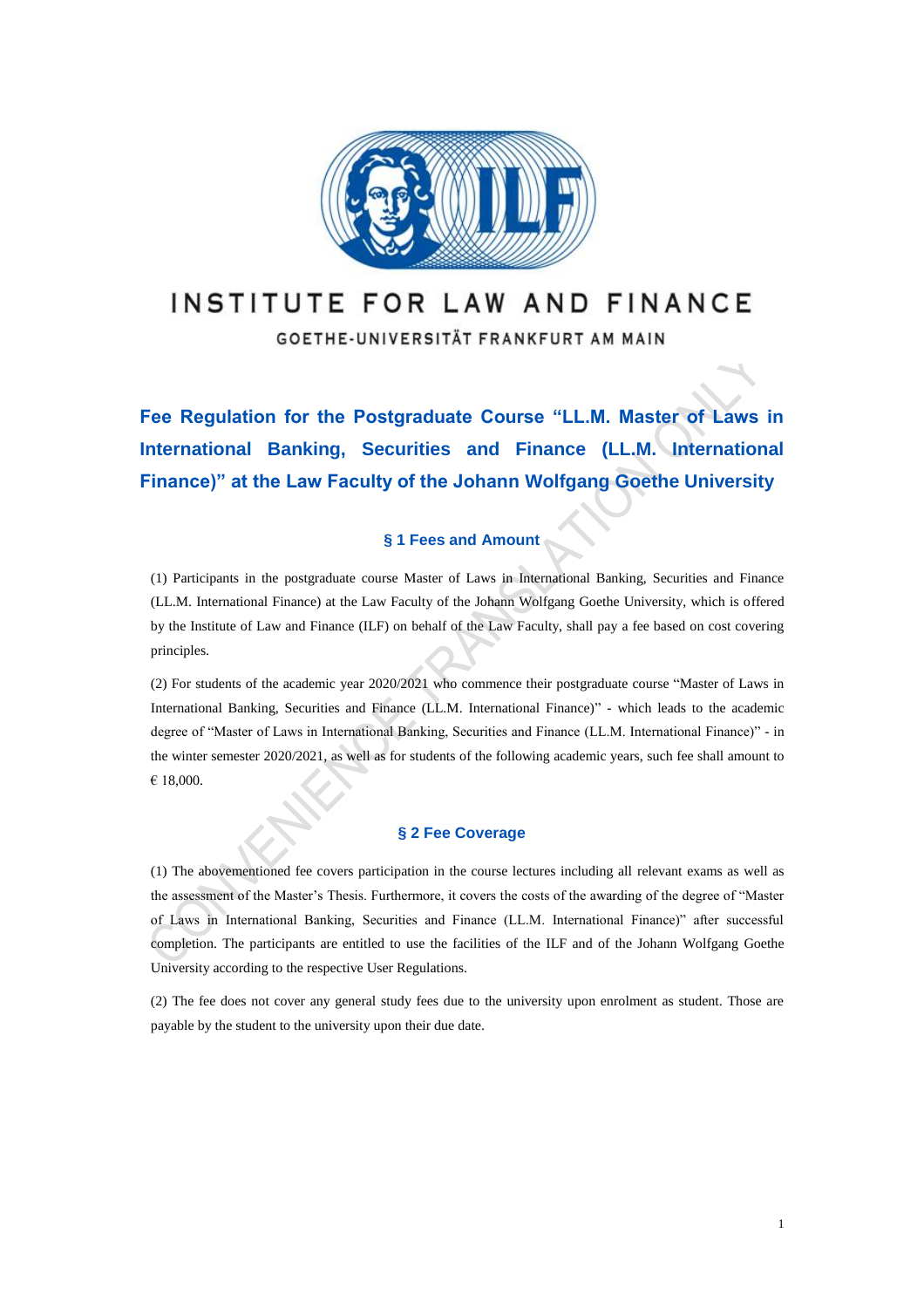INSTITUTE FOR LAW AND FINANCE

GOETHE-UNIVERSITÄT FRANKFURT AM MAIN

# Fee Regulation for the Postgraduate Course "LL.M. Master of Laws in International Banking, Securities and Finance (LL.M. International Finance)" at the Law Faculty of the Johann Wolfgang Goethe University

## § 1 Fees and Amount

(1) Participants in the postgraduate course Master of Laws in International Banking, Securities and Finance (LL.M. International Finance) at the Law Faculty of the Johann Wolfgang Goethe University, which is offered by the Institute of Law and Finance (ILF) on behalf of the Law Faculty, shall pay a fee based on cost covering principles.

(2) For students of the academic year 2020/2021 who commence their postgraduate course "Master of Laws in International Banking, Securities and Finance (LL.M. International Finance)" - which leads to the academic degree of "Master of Laws in International Banking, Securities and Finance (LL.M. International Finance)" - in the winter semester 2020/2021, as well as for students of the following academic years, such fee shall amount to € 18,000.

## § 2 Fee Coverage

(1) The abovementioned fee covers participation in the course lectures including all relevant exams as well as the assessment of the Master's Thesis. Furthermore, it covers the costs of the awarding of the degree of "Master of Laws in International Banking, Securities and Finance (LL.M. International Finance)" after successful completion. The participants are entitled to use the facilities of the ILF and of the Johann Wolfgang Goethe University according to the respective User Regulations.

(2) The fee does not cover any general study fees due to the university upon enrolment as student. Those are payable by the student to the university upon their due date.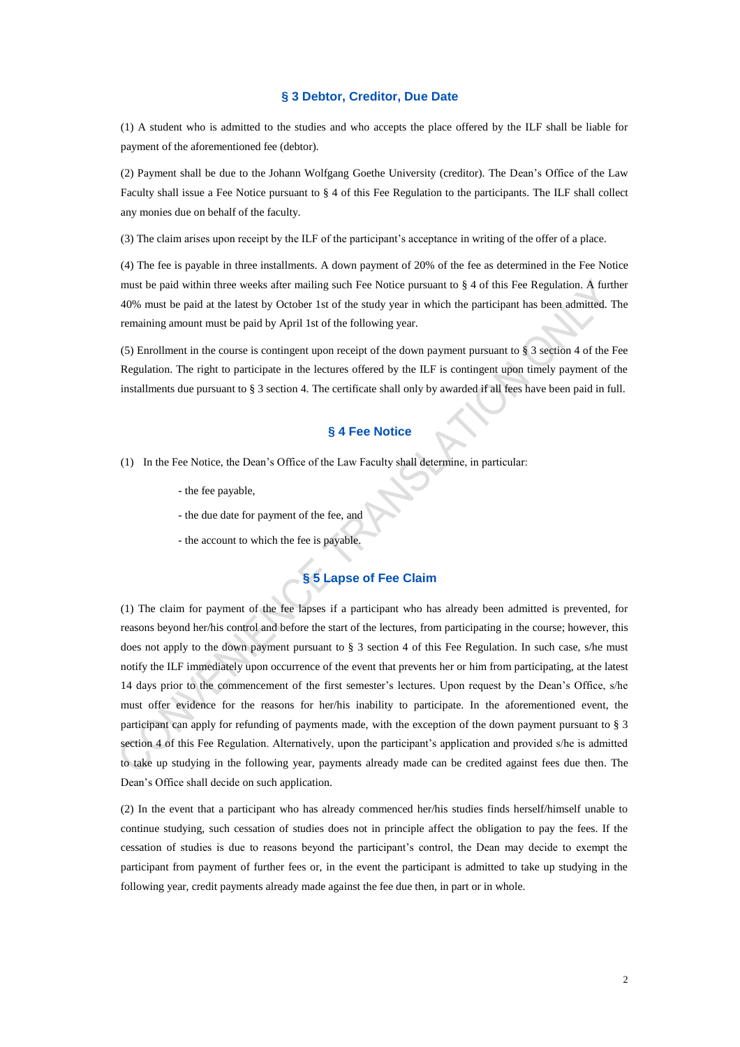## § 3 Debtor, Creditor, Due Date

(1) A student who is admitted to the studies and who accepts the place offered by the ILF shall be liable for payment of the aforementioned fee (debtor).

(2) Payment shall be due to the Johann Wolfgang Goethe University (creditor). The Dean's Office of the Law Faculty shall issue a Fee Notice pursuant to § 4 of this Fee Regulation to the participants. The ILF shall collect any monies due on behalf of the faculty.

(3) The claim arises upon receipt by the ILF of the participant's acceptance in writing of the offer of a place.

(4) The fee is payable in three installments. A down payment of 20% of the fee as determined in the Fee Notice must be paid within three weeks after mailing such Fee Notice pursuant to § 4 of this Fee Regulation. A further 40% must be paid at the latest by October 1st of the study year in which the participant has been admitted. The remaining amount must be paid by April 1st of the following year.

(5) Enrollment in the course is contingent upon receipt of the down payment pursuant to § 3 section 4 of the Fee Regulation. The right to participate in the lectures offered by the ILF is contingent upon timely payment of the installments due pursuant to § 3 section 4. The certificate shall only by awarded if all fees have been paid in full.

## § 4 Fee Notice

(1) In the Fee Notice, the Dean's Office of the Law Faculty shall determine, in particular:

- the fee payable,
- the due date for payment of the fee, and
- the account to which the fee is payable.

## § 5 Lapse of Fee Claim

(1) The claim for payment of the fee lapses if a participant who has already been admitted is prevented, for reasons beyond her/his control and before the start of the lectures, from participating in the course; however, this does not apply to the down payment pursuant to § 3 section 4 of this Fee Regulation. In such case, s/he must notify the ILF immediately upon occurrence of the event that prevents her or him from participating, at the latest 14 days prior to the commencement of the first semester's lectures. Upon request by the Dean's Office, s/he must offer evidence for the reasons for her/his inability to participate. In the aforementioned event, the participant can apply for refunding of payments made, with the exception of the down payment pursuant to § 3 section 4 of this Fee Regulation. Alternatively, upon the participant's application and provided s/he is admitted to take up studying in the following year, payments already made can be credited against fees due then. The Dean's Office shall decide on such application.

(2) In the event that a participant who has already commenced her/his studies finds herself/himself unable to continue studying, such cessation of studies does not in principle affect the obligation to pay the fees. If the cessation of studies is due to reasons beyond the participant's control, the Dean may decide to exempt the participant from payment of further fees or, in the event the participant is admitted to take up studying in the following year, credit payments already made against the fee due then, in part or in whole.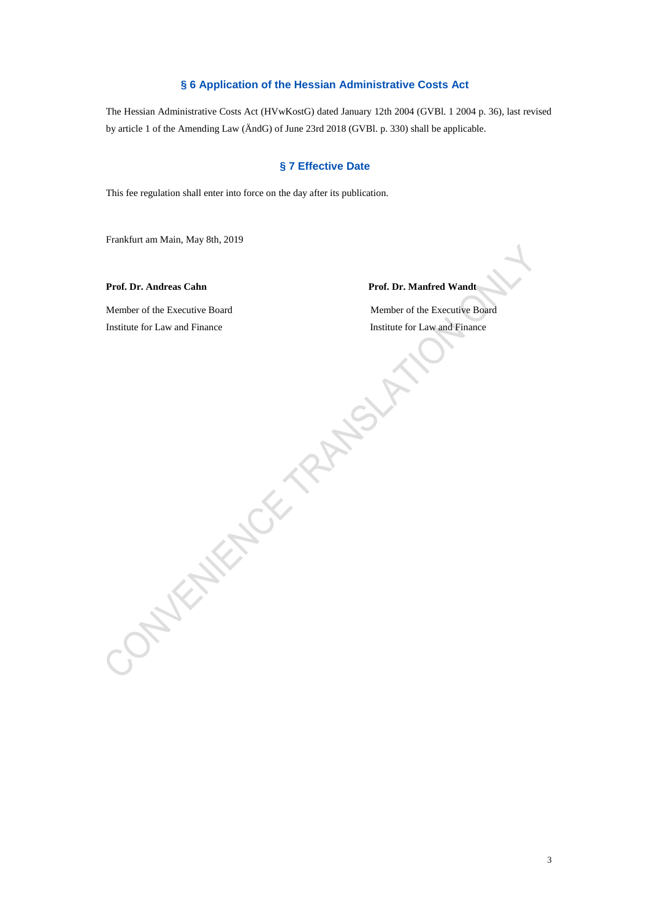## § 6 Application of the Hessian Administrative Costs Act

The Hessian Administrative Costs Act (HVwKostG) dated January 12th 2004 (GVBl. 1 2004 p. 36), last revised by article 1 of the Amending Law (ÄndG) of June 23rd 2018 (GVBl. p. 330) shall be applicable.

## § 7 Effective Date

This fee regulation shall enter into force on the day after its publication.

Frankfurt am Main, May 8th, 2019

**Prof. Dr. Andreas Cahn**

Member of the Executive Board

Institute for Law and Finance

**Prof. Dr. Manfred Wandt**

Member of the Executive Board

Institute for Law and Finance

CONVENIENCE TRANSLATION ONLY